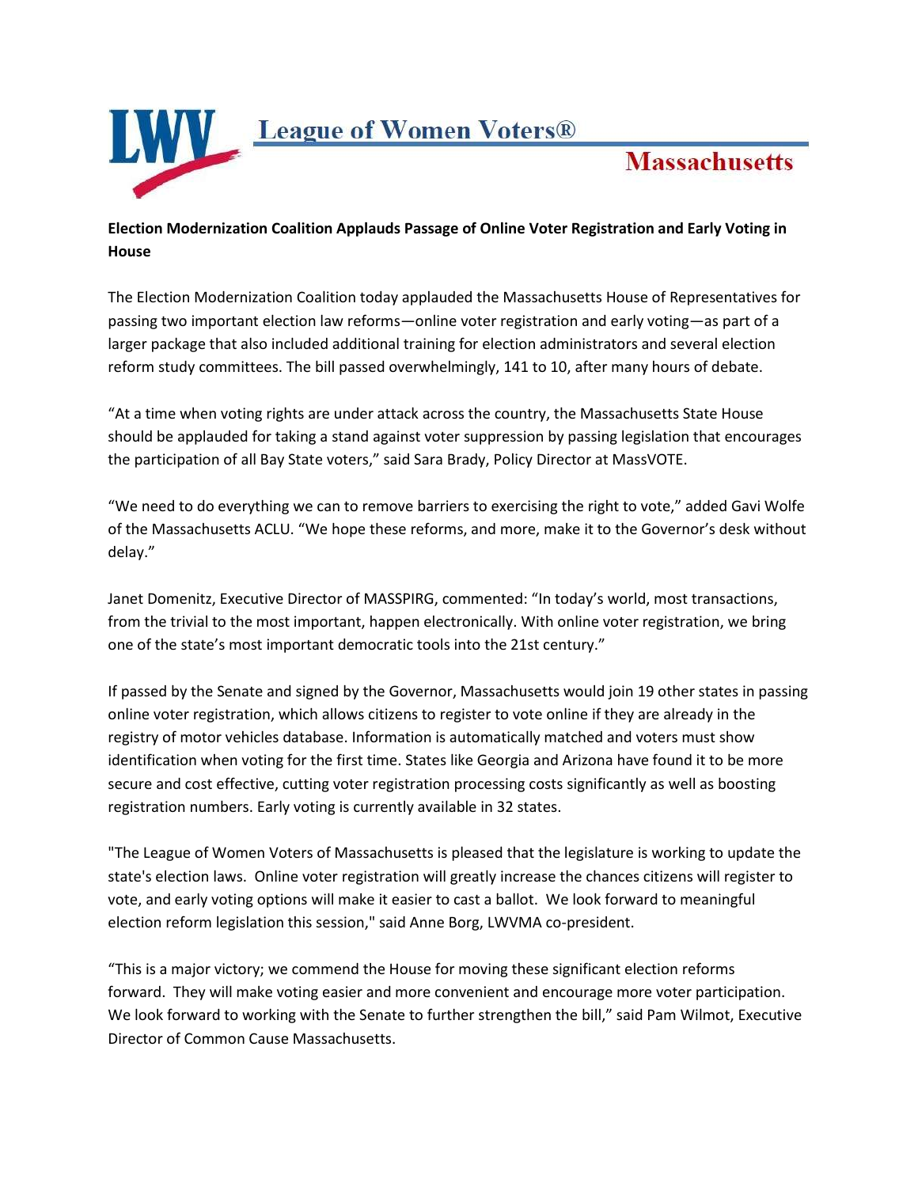League of Women Voters®

Massachusetts

**Election Modernization Coalition Applauds Passage of Online Voter Registration and Early Voting in House**

The Election Modernization Coalition today applauded the Massachusetts House of Representatives for passing two important election law reforms—online voter registration and early voting—as part of a larger package that also included additional training for election administrators and several election reform study committees. The bill passed overwhelmingly, 141 to 10, after many hours of debate.

"At a time when voting rights are under attack across the country, the Massachusetts State House should be applauded for taking a stand against voter suppression by passing legislation that encourages the participation of all Bay State voters," said Sara Brady, Policy Director at MassVOTE.

"We need to do everything we can to remove barriers to exercising the right to vote," added Gavi Wolfe of the Massachusetts ACLU. "We hope these reforms, and more, make it to the Governor's desk without delay."

Janet Domenitz, Executive Director of MASSPIRG, commented: "In today's world, most transactions, from the trivial to the most important, happen electronically. With online voter registration, we bring one of the state's most important democratic tools into the 21st century."

If passed by the Senate and signed by the Governor, Massachusetts would join 19 other states in passing online voter registration, which allows citizens to register to vote online if they are already in the registry of motor vehicles database. Information is automatically matched and voters must show identification when voting for the first time. States like Georgia and Arizona have found it to be more secure and cost effective, cutting voter registration processing costs significantly as well as boosting registration numbers. Early voting is currently available in 32 states.

"The League of Women Voters of Massachusetts is pleased that the legislature is working to update the state's election laws. Online voter registration will greatly increase the chances citizens will register to vote, and early voting options will make it easier to cast a ballot. We look forward to meaningful election reform legislation this session," said Anne Borg, LWVMA co-president.

"This is a major victory; we commend the House for moving these significant election reforms forward. They will make voting easier and more convenient and encourage more voter participation. We look forward to working with the Senate to further strengthen the bill," said Pam Wilmot, Executive Director of Common Cause Massachusetts.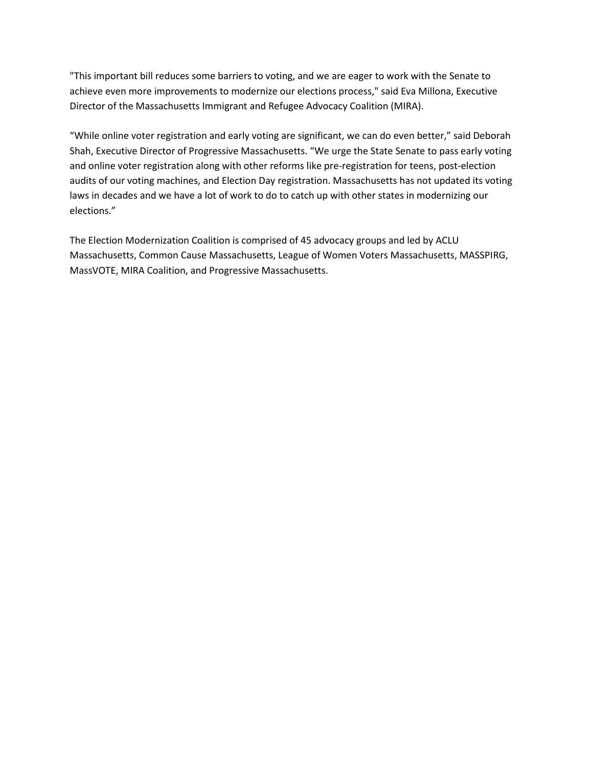"This important bill reduces some barriers to voting, and we are eager to work with the Senate to achieve even more improvements to modernize our elections process," said Eva Millona, Executive Director of the Massachusetts Immigrant and Refugee Advocacy Coalition (MIRA).

“While online voter registration and early voting are significant, we can do even better,” said Deborah Shah, Executive Director of Progressive Massachusetts. “We urge the State Senate to pass early voting and online voter registration along with other reforms like pre-registration for teens, post-election audits of our voting machines, and Election Day registration. Massachusetts has not updated its voting laws in decades and we have a lot of work to do to catch up with other states in modernizing our elections.”

The Election Modernization Coalition is comprised of 45 advocacy groups and led by ACLU Massachusetts, Common Cause Massachusetts, League of Women Voters Massachusetts, MASSPIRG, MassVOTE, MIRA Coalition, and Progressive Massachusetts.